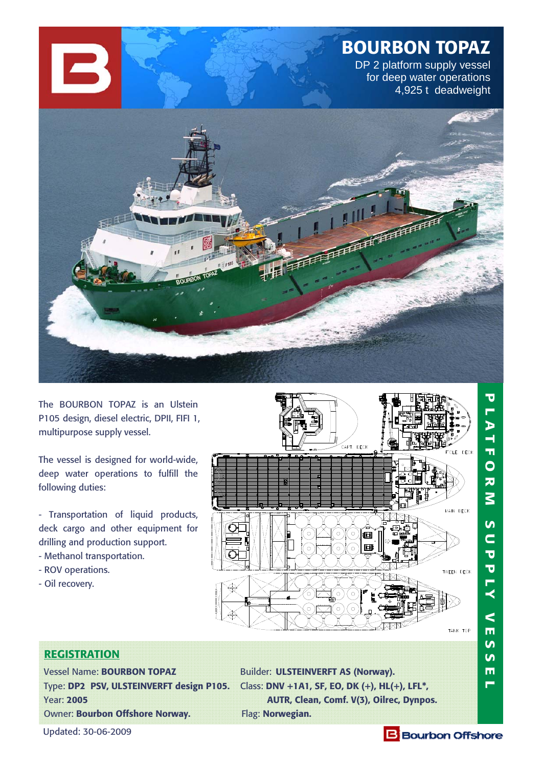# BOURBON TOPAZ

DP 2 platform supply vessel
for deep water operations
4,925 t deadweight

The BOURBON TOPAZ is an Ulstein P105 design, diesel electric, DPII, FIFI 1, multipurpose supply vessel.

The vessel is designed for world-wide, deep water operations to fulfill the following duties:

- Transportation of liquid products, deck cargo and other equipment for drilling and production support.
- Methanol transportation.
- ROV operations.
- Oil recovery.

CAPT. DECK

F'CLE DECK

MAIN DECK

TWEEN DECK

TANK TOP

PLATFORM SUPPLY VESSEL

## REGISTRATION

Vessel Name: **BOURBON TOPAZ**
Type: **DP2 PSV, ULSTEINVERFT design P105.**
Year: **2005**
Owner: **Bourbon Offshore Norway.**

Builder: **ULSTEINVERFT AS (Norway).**
Class: **DNV +1A1, SF, EO, DK (+), HL(+), LFL*, AUTR, Clean, Comf. V(3), Oilrec, Dynpos.**
Flag: **Norwegian.**

Updated: 30-06-2009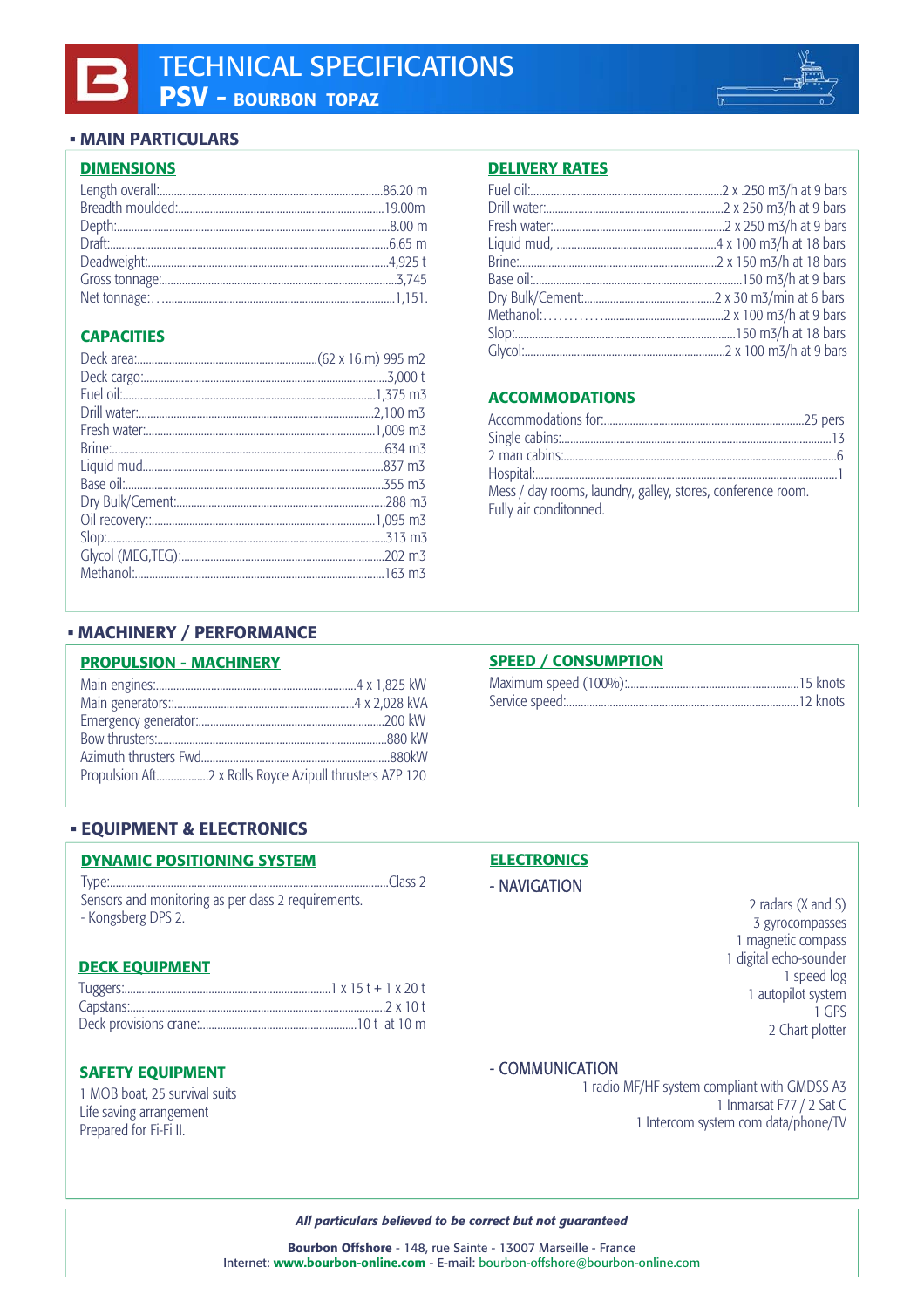# TECHNICAL SPECIFICATIONS
## PSV - BOURBON TOPAZ

## ▪ MAIN PARTICULARS

### DIMENSIONS

| | |
|---|---|
| Length overall: | 86.20 m |
| Breadth moulded: | 19.00m |
| Depth: | 8.00 m |
| Draft: | 6.65 m |
| Deadweight: | 4,925 t |
| Gross tonnage: | 3,745 |
| Net tonnage: | 1,151. |

### CAPACITIES

| | |
|---|---|
| Deck area: | (62 x 16.m) 995 m2 |
| Deck cargo: | 3,000 t |
| Fuel oil: | 1,375 m3 |
| Drill water: | 2,100 m3 |
| Fresh water: | 1,009 m3 |
| Brine: | 634 m3 |
| Liquid mud | 837 m3 |
| Base oil: | 355 m3 |
| Dry Bulk/Cement: | 288 m3 |
| Oil recovery:: | 1,095 m3 |
| Slop: | 313 m3 |
| Glycol (MEG,TEG): | 202 m3 |
| Methanol: | 163 m3 |

### DELIVERY RATES

| | |
|---|---|
| Fuel oil: | 2 x .250 m3/h at 9 bars |
| Drill water: | 2 x 250 m3/h at 9 bars |
| Fresh water: | 2 x 250 m3/h at 9 bars |
| Liquid mud, | 4 x 100 m3/h at 18 bars |
| Brine: | 2 x 150 m3/h at 18 bars |
| Base oil: | 150 m3/h at 9 bars |
| Dry Bulk/Cement: | 2 x 30 m3/min at 6 bars |
| Methanol: | 2 x 100 m3/h at 9 bars |
| Slop: | 150 m3/h at 18 bars |
| Glycol: | 2 x 100 m3/h at 9 bars |

### ACCOMMODATIONS

| | |
|---|---|
| Accommodations for: | 25 pers |
| Single cabins: | 13 |
| 2 man cabins: | 6 |
| Hospital: | 1 |

Mess / day rooms, laundry, galley, stores, conference room.
Fully air conditonned.

## ▪ MACHINERY / PERFORMANCE

### PROPULSION - MACHINERY

| | |
|---|---|
| Main engines: | 4 x 1,825 kW |
| Main generators:: | 4 x 2,028 kVA |
| Emergency generator: | 200 kW |
| Bow thrusters: | 880 kW |
| Azimuth thrusters Fwd | 880kW |
| Propulsion Aft | 2 x Rolls Royce Azipull thrusters AZP 120 |

### SPEED / CONSUMPTION

| | |
|---|---|
| Maximum speed (100%): | 15 knots |
| Service speed: | 12 knots |

## ▪ EQUIPMENT & ELECTRONICS

### DYNAMIC POSITIONING SYSTEM

| | |
|---|---|
| Type: | Class 2 |

Sensors and monitoring as per class 2 requirements.
- Kongsberg DPS 2.

### DECK EQUIPMENT

| | |
|---|---|
| Tuggers: | 1 x 15 t + 1 x 20 t |
| Capstans: | 2 x 10 t |
| Deck provisions crane: | 10 t at 10 m |

### SAFETY EQUIPMENT

1 MOB boat, 25 survival suits
Life saving arrangement
Prepared for Fi-Fi II.

### ELECTRONICS

- NAVIGATION

2 radars (X and S)
3 gyrocompasses
1 magnetic compass
1 digital echo-sounder
1 speed log
1 autopilot system
1 GPS
2 Chart plotter

- COMMUNICATION

1 radio MF/HF system compliant with GMDSS A3
1 Inmarsat F77 / 2 Sat C
1 Intercom system com data/phone/TV

***All particulars believed to be correct but not guaranteed***

**Bourbon Offshore** - 148, rue Sainte - 13007 Marseille - France
Internet: **www.bourbon-online.com** - E-mail: bourbon-offshore@bourbon-online.com